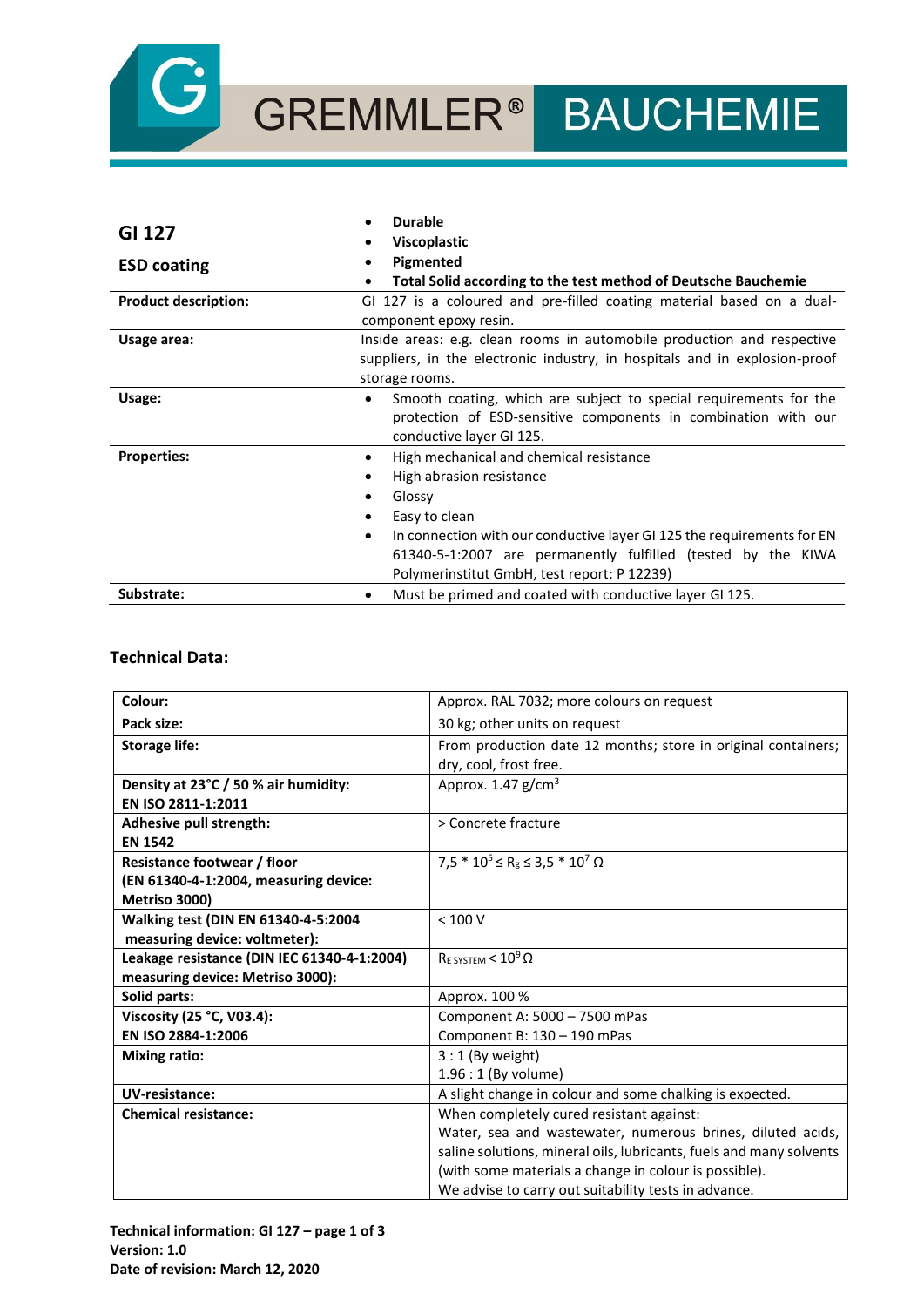# GREMMLER® BAUCHEMIE

| **GI 127**<br><br>**ESD coating** | • **Durable**<br>• **Viscoplastic**<br>• **Pigmented**<br>• **Total Solid according to the test method of Deutsche Bauchemie** |
|---|---|
| **Product description:** | GI 127 is a coloured and pre-filled coating material based on a dual-component epoxy resin. |
| **Usage area:** | Inside areas: e.g. clean rooms in automobile production and respective suppliers, in the electronic industry, in hospitals and in explosion-proof storage rooms. |
| **Usage:** | • Smooth coating, which are subject to special requirements for the protection of ESD-sensitive components in combination with our conductive layer GI 125. |
| **Properties:** | • High mechanical and chemical resistance<br>• High abrasion resistance<br>• Glossy<br>• Easy to clean<br>• In connection with our conductive layer GI 125 the requirements for EN 61340-5-1:2007 are permanently fulfilled (tested by the KIWA Polymerinstitut GmbH, test report: P 12239) |
| **Substrate:** | • Must be primed and coated with conductive layer GI 125. |

## Technical Data:

| | |
|---|---|
| **Colour:** | Approx. RAL 7032; more colours on request |
| **Pack size:** | 30 kg; other units on request |
| **Storage life:** | From production date 12 months; store in original containers; dry, cool, frost free. |
| **Density at 23°C / 50 % air humidity: EN ISO 2811-1:2011** | Approx. 1.47 g/cm³ |
| **Adhesive pull strength: EN 1542** | > Concrete fracture |
| **Resistance footwear / floor (EN 61340-4-1:2004, measuring device: Metriso 3000)** | $7{,}5 * 10^5 \leq R_E \leq 3{,}5 * 10^7\ \Omega$ |
| **Walking test (DIN EN 61340-4-5:2004 measuring device: voltmeter):** | < 100 V |
| **Leakage resistance (DIN IEC 61340-4-1:2004) measuring device: Metriso 3000):** | $R_{E\ SYSTEM} < 10^9\ \Omega$ |
| **Solid parts:** | Approx. 100 % |
| **Viscosity (25 °C, V03.4): EN ISO 2884-1:2006** | Component A: 5000 – 7500 mPas<br>Component B: 130 – 190 mPas |
| **Mixing ratio:** | 3 : 1 (By weight)<br>1.96 : 1 (By volume) |
| **UV-resistance:** | A slight change in colour and some chalking is expected. |
| **Chemical resistance:** | When completely cured resistant against:<br>Water, sea and wastewater, numerous brines, diluted acids, saline solutions, mineral oils, lubricants, fuels and many solvents (with some materials a change in colour is possible).<br>We advise to carry out suitability tests in advance. |

**Technical information: GI 127 – page 1 of 3**
**Version: 1.0**
**Date of revision: March 12, 2020**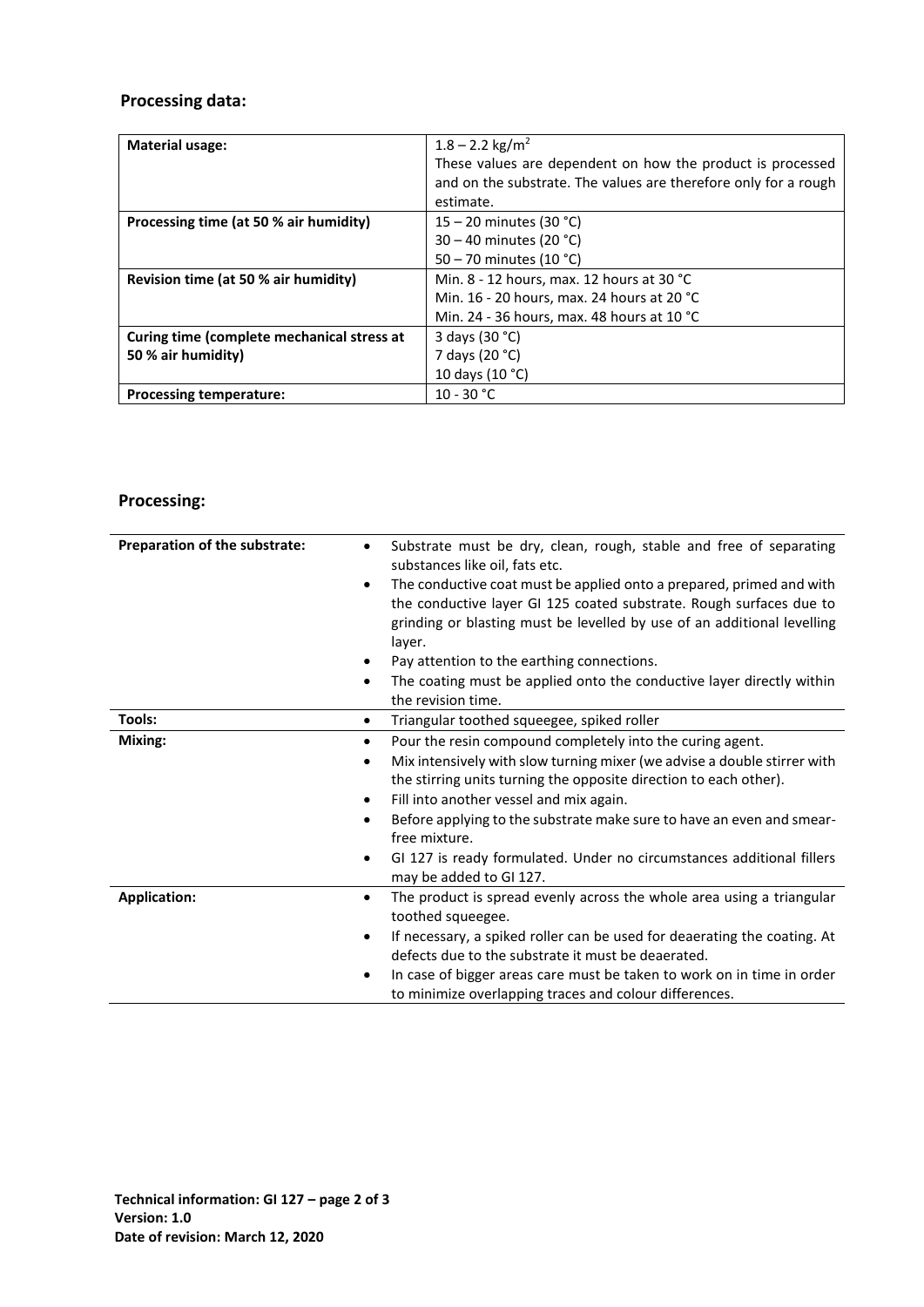## Processing data:

| **Material usage:** | $1.8 – 2.2$ kg/m$^2$<br>These values are dependent on how the product is processed and on the substrate. The values are therefore only for a rough estimate. |
|---|---|
| **Processing time (at 50 % air humidity)** | 15 – 20 minutes (30 °C)<br>30 – 40 minutes (20 °C)<br>50 – 70 minutes (10 °C) |
| **Revision time (at 50 % air humidity)** | Min. 8 - 12 hours, max. 12 hours at 30 °C<br>Min. 16 - 20 hours, max. 24 hours at 20 °C<br>Min. 24 - 36 hours, max. 48 hours at 10 °C |
| **Curing time (complete mechanical stress at 50 % air humidity)** | 3 days (30 °C)<br>7 days (20 °C)<br>10 days (10 °C) |
| **Processing temperature:** | 10 - 30 °C |

## Processing:

| **Preparation of the substrate:** | • Substrate must be dry, clean, rough, stable and free of separating substances like oil, fats etc.<br>• The conductive coat must be applied onto a prepared, primed and with the conductive layer GI 125 coated substrate. Rough surfaces due to grinding or blasting must be levelled by use of an additional levelling layer.<br>• Pay attention to the earthing connections.<br>• The coating must be applied onto the conductive layer directly within the revision time. |
|---|---|
| **Tools:** | • Triangular toothed squeegee, spiked roller |
| **Mixing:** | • Pour the resin compound completely into the curing agent.<br>• Mix intensively with slow turning mixer (we advise a double stirrer with the stirring units turning the opposite direction to each other).<br>• Fill into another vessel and mix again.<br>• Before applying to the substrate make sure to have an even and smear-free mixture.<br>• GI 127 is ready formulated. Under no circumstances additional fillers may be added to GI 127. |
| **Application:** | • The product is spread evenly across the whole area using a triangular toothed squeegee.<br>• If necessary, a spiked roller can be used for deaerating the coating. At defects due to the substrate it must be deaerated.<br>• In case of bigger areas care must be taken to work on in time in order to minimize overlapping traces and colour differences. |

**Technical information: GI 127**
**Version: 1.0**
**Date of revision: March 12, 2020**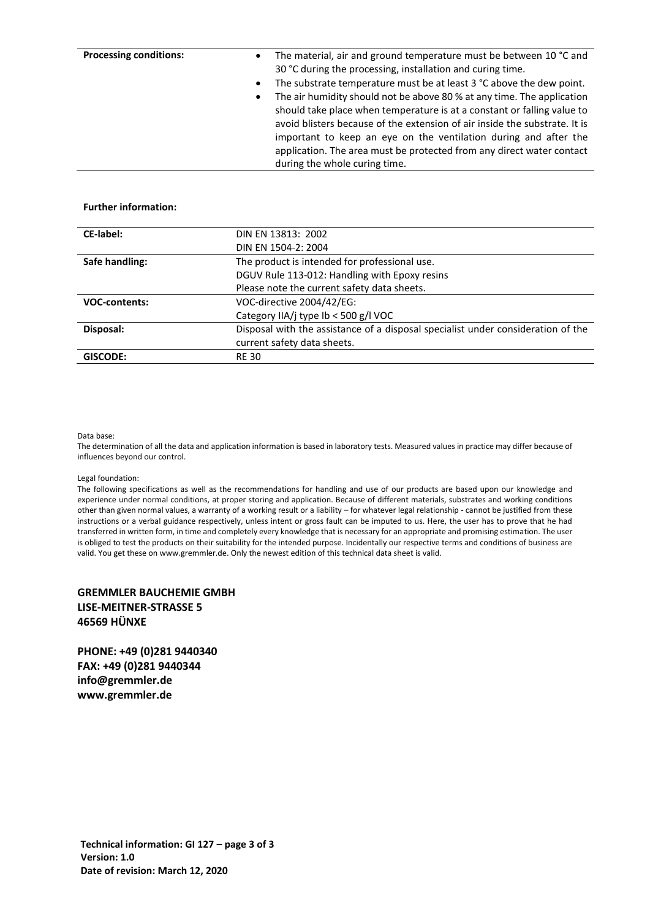| | |
|---|---|
| **Processing conditions:** | • The material, air and ground temperature must be between 10 °C and 30 °C during the processing, installation and curing time.<br>• The substrate temperature must be at least 3 °C above the dew point.<br>• The air humidity should not be above 80 % at any time. The application should take place when temperature is at a constant or falling value to avoid blisters because of the extension of air inside the substrate. It is important to keep an eye on the ventilation during and after the application. The area must be protected from any direct water contact during the whole curing time. |

**Further information:**

| | |
|---|---|
| **CE-label:** | DIN EN 13813: 2002<br>DIN EN 1504-2: 2004 |
| **Safe handling:** | The product is intended for professional use.<br>DGUV Rule 113-012: Handling with Epoxy resins<br>Please note the current safety data sheets. |
| **VOC-contents:** | VOC-directive 2004/42/EG:<br>Category IIA/j type Ib < 500 g/l VOC |
| **Disposal:** | Disposal with the assistance of a disposal specialist under consideration of the current safety data sheets. |
| **GISCODE:** | RE 30 |

Data base:
The determination of all the data and application information is based in laboratory tests. Measured values in practice may differ because of influences beyond our control.

Legal foundation:
The following specifications as well as the recommendations for handling and use of our products are based upon our knowledge and experience under normal conditions, at proper storing and application. Because of different materials, substrates and working conditions other than given normal values, a warranty of a working result or a liability – for whatever legal relationship - cannot be justified from these instructions or a verbal guidance respectively, unless intent or gross fault can be imputed to us. Here, the user has to prove that he had transferred in written form, in time and completely every knowledge that is necessary for an appropriate and promising estimation. The user is obliged to test the products on their suitability for the intended purpose. Incidentally our respective terms and conditions of business are valid. You get these on www.gremmler.de. Only the newest edition of this technical data sheet is valid.

**GREMMLER BAUCHEMIE GMBH**
**LISE-MEITNER-STRASSE 5**
**46569 HÜNXE**

**PHONE: +49 (0)281 9440340**
**FAX: +49 (0)281 9440344**
**info@gremmler.de**
**www.gremmler.de**

**Technical information: GI 127**
**Version: 1.0**
**Date of revision: March 12, 2020**